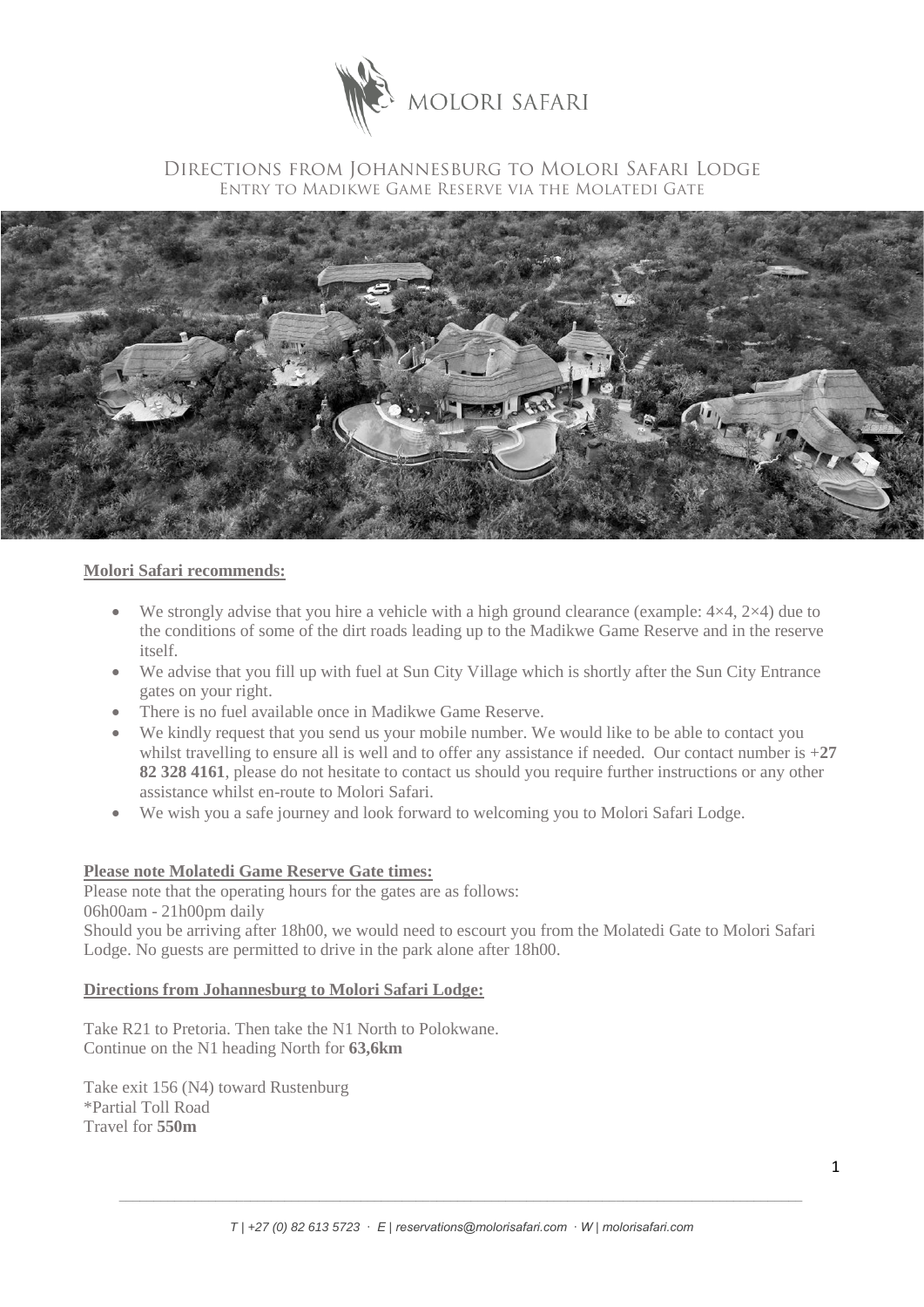# Molori Safari

## Directions from Johannesburg to Molori Safari Lodge

### Entry to Madikwe Game Reserve via the Molatedi Gate

**Molori Safari recommends:**

- We strongly advise that you hire a vehicle with a high ground clearance (example: 4×4, 2×4) due to the conditions of some of the dirt roads leading up to the Madikwe Game Reserve and in the reserve itself.
- We advise that you fill up with fuel at Sun City Village which is shortly after the Sun City Entrance gates on your right.
- There is no fuel available once in Madikwe Game Reserve.
- We kindly request that you send us your mobile number. We would like to be able to contact you whilst travelling to ensure all is well and to offer any assistance if needed. Our contact number is +**27 82 328 4161**, please do not hesitate to contact us should you require further instructions or any other assistance whilst en-route to Molori Safari.
- We wish you a safe journey and look forward to welcoming you to Molori Safari Lodge.

**Please note Molatedi Game Reserve Gate times:**

Please note that the operating hours for the gates are as follows:
06h00am - 21h00pm daily
Should you be arriving after 18h00, we would need to escourt you from the Molatedi Gate to Molori Safari Lodge. No guests are permitted to drive in the park alone after 18h00.

**Directions from Johannesburg to Molori Safari Lodge:**

Take R21 to Pretoria. Then take the N1 North to Polokwane.
Continue on the N1 heading North for **63,6km**

Take exit 156 (N4) toward Rustenburg
*Partial Toll Road
Travel for **550m**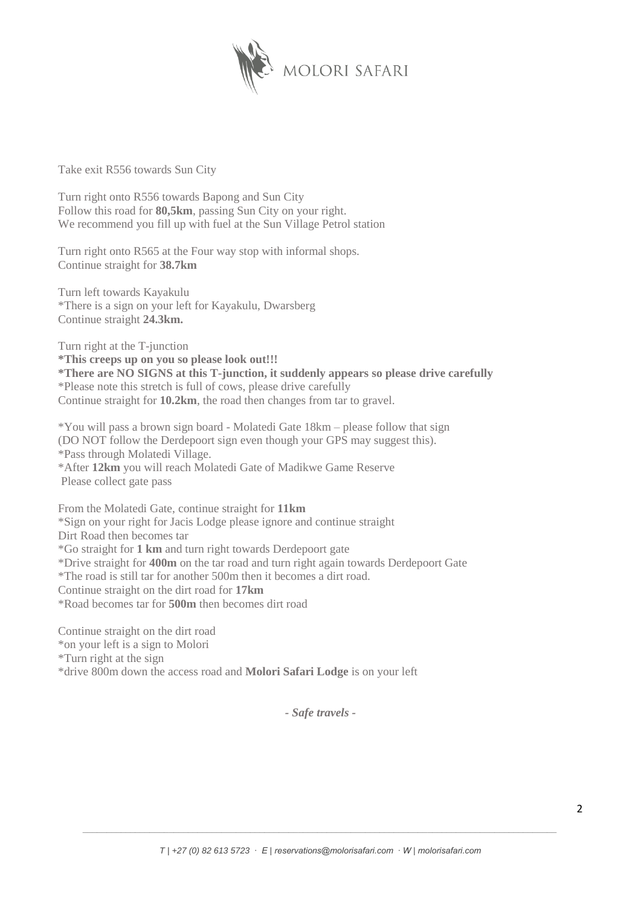Take exit R556 towards Sun City

Turn right onto R556 towards Bapong and Sun City
Follow this road for **80,5km**, passing Sun City on your right.
We recommend you fill up with fuel at the Sun Village Petrol station

Turn right onto R565 at the Four way stop with informal shops.
Continue straight for **38.7km**

Turn left towards Kayakulu
*There is a sign on your left for Kayakulu, Dwarsberg
Continue straight **24.3km.**

Turn right at the T-junction
***This creeps up on you so please look out!!!**
***There are NO SIGNS at this T-junction, it suddenly appears so please drive carefully**
*Please note this stretch is full of cows, please drive carefully
Continue straight for **10.2km**, the road then changes from tar to gravel.

*You will pass a brown sign board - Molatedi Gate 18km – please follow that sign
(DO NOT follow the Derdepoort sign even though your GPS may suggest this).
*Pass through Molatedi Village.
*After **12km** you will reach Molatedi Gate of Madikwe Game Reserve
Please collect gate pass

From the Molatedi Gate, continue straight for **11km**
*Sign on your right for Jacis Lodge please ignore and continue straight
Dirt Road then becomes tar
*Go straight for **1 km** and turn right towards Derdepoort gate
*Drive straight for **400m** on the tar road and turn right again towards Derdepoort Gate
*The road is still tar for another 500m then it becomes a dirt road.
Continue straight on the dirt road for **17km**
*Road becomes tar for **500m** then becomes dirt road

Continue straight on the dirt road
*on your left is a sign to Molori
*Turn right at the sign
*drive 800m down the access road and **Molori Safari Lodge** is on your left

***- Safe travels -***

*T | +27 (0) 82 613 5723 · E | reservations@molorisafari.com · W | molorisafari.com*